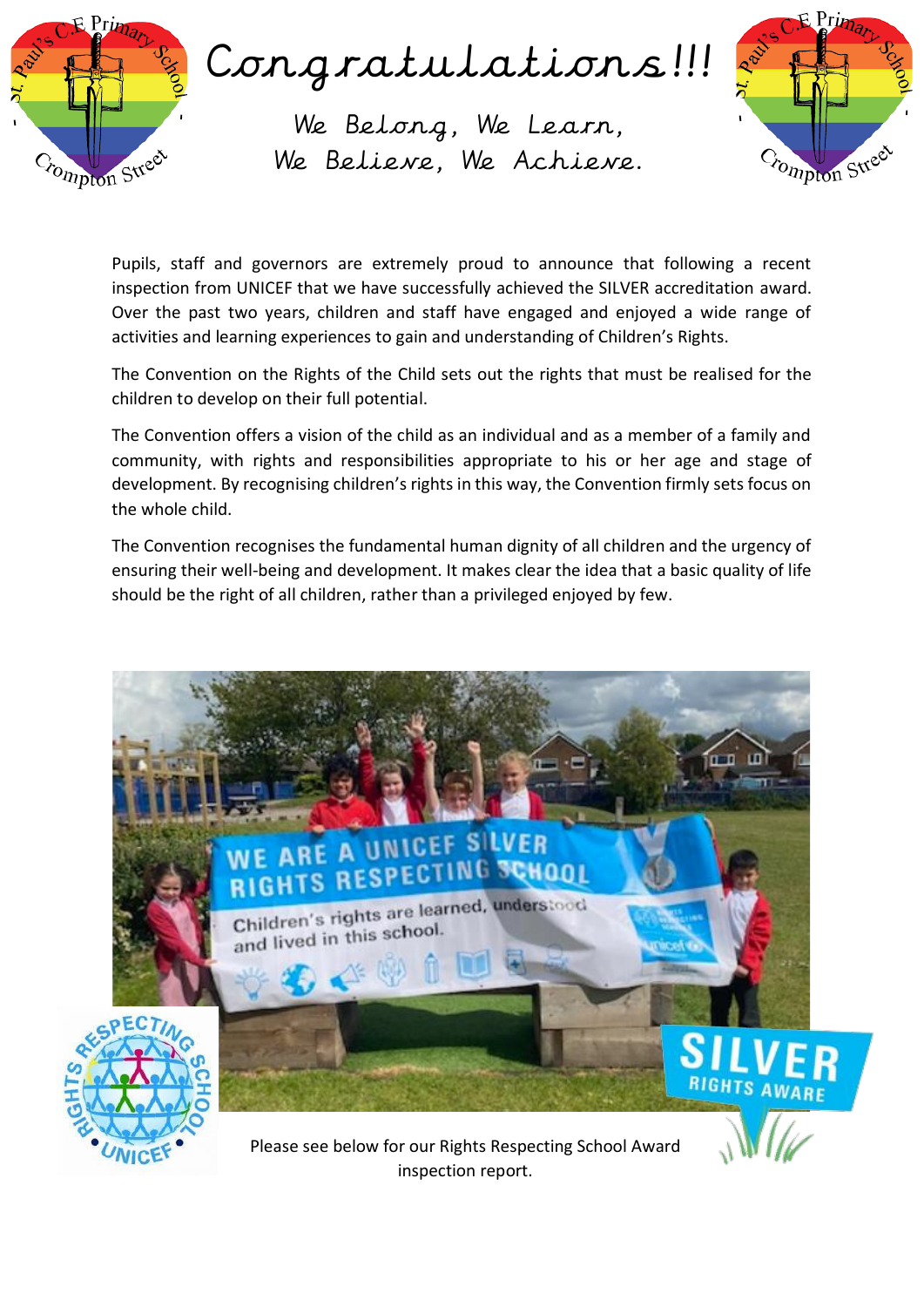# Congratulations!!!

We Belong, We Learn,
We Believe, We Achieve.

Pupils, staff and governors are extremely proud to announce that following a recent inspection from UNICEF that we have successfully achieved the SILVER accreditation award. Over the past two years, children and staff have engaged and enjoyed a wide range of activities and learning experiences to gain and understanding of Children's Rights.

The Convention on the Rights of the Child sets out the rights that must be realised for the children to develop on their full potential.

The Convention offers a vision of the child as an individual and as a member of a family and community, with rights and responsibilities appropriate to his or her age and stage of development. By recognising children's rights in this way, the Convention firmly sets focus on the whole child.

The Convention recognises the fundamental human dignity of all children and the urgency of ensuring their well-being and development. It makes clear the idea that a basic quality of life should be the right of all children, rather than a privileged enjoyed by few.

Please see below for our Rights Respecting School Award inspection report.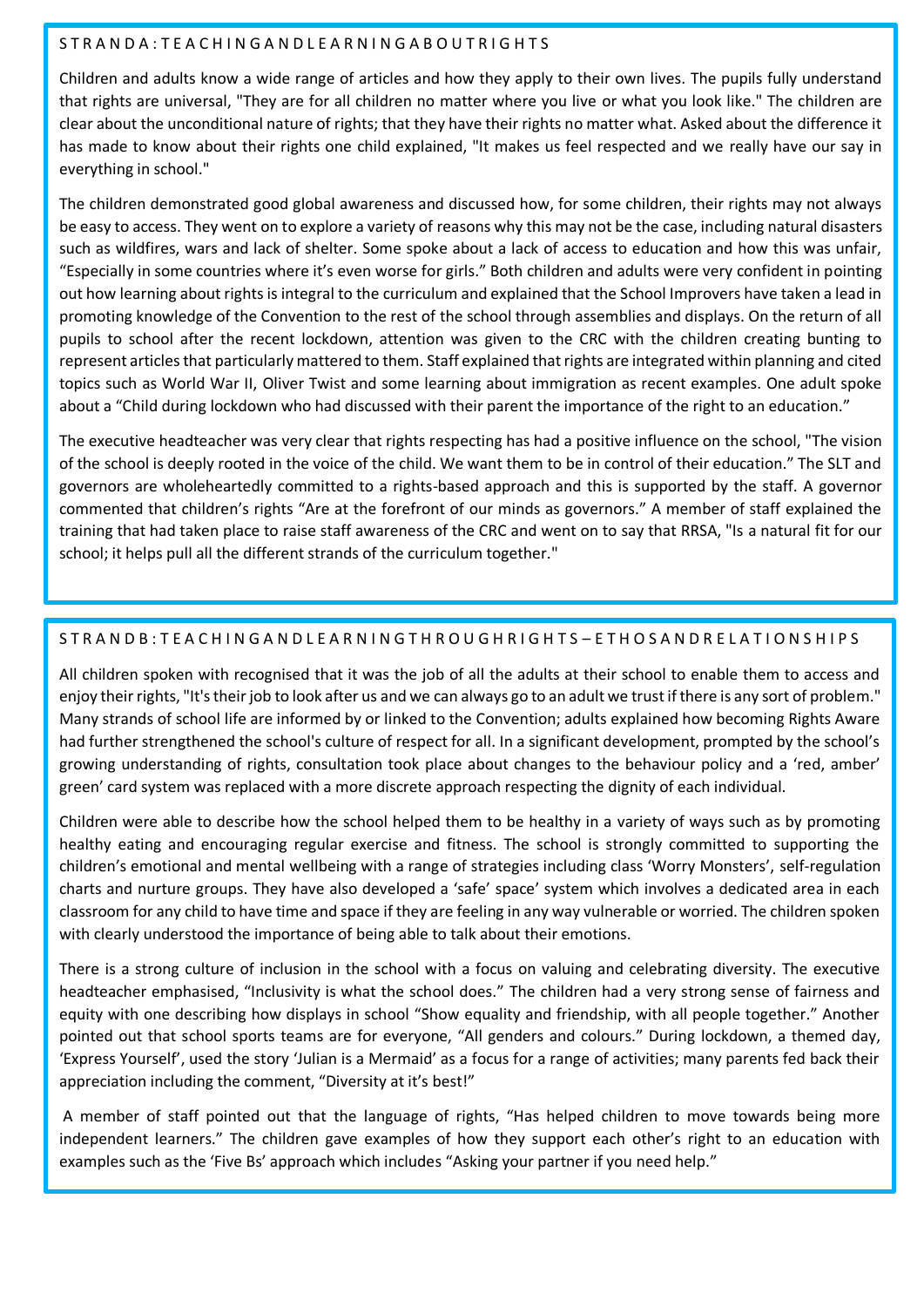## STRAND A: TEACHING AND LEARNING ABOUT RIGHTS

Children and adults know a wide range of articles and how they apply to their own lives. The pupils fully understand that rights are universal, "They are for all children no matter where you live or what you look like." The children are clear about the unconditional nature of rights; that they have their rights no matter what. Asked about the difference it has made to know about their rights one child explained, "It makes us feel respected and we really have our say in everything in school."

The children demonstrated good global awareness and discussed how, for some children, their rights may not always be easy to access. They went on to explore a variety of reasons why this may not be the case, including natural disasters such as wildfires, wars and lack of shelter. Some spoke about a lack of access to education and how this was unfair, "Especially in some countries where it's even worse for girls." Both children and adults were very confident in pointing out how learning about rights is integral to the curriculum and explained that the School Improvers have taken a lead in promoting knowledge of the Convention to the rest of the school through assemblies and displays. On the return of all pupils to school after the recent lockdown, attention was given to the CRC with the children creating bunting to represent articles that particularly mattered to them. Staff explained that rights are integrated within planning and cited topics such as World War II, Oliver Twist and some learning about immigration as recent examples. One adult spoke about a "Child during lockdown who had discussed with their parent the importance of the right to an education."

The executive headteacher was very clear that rights respecting has had a positive influence on the school, "The vision of the school is deeply rooted in the voice of the child. We want them to be in control of their education." The SLT and governors are wholeheartedly committed to a rights-based approach and this is supported by the staff. A governor commented that children's rights "Are at the forefront of our minds as governors." A member of staff explained the training that had taken place to raise staff awareness of the CRC and went on to say that RRSA, "Is a natural fit for our school; it helps pull all the different strands of the curriculum together."

## STRAND B: TEACHING AND LEARNING THROUGH RIGHTS – ETHOS AND RELATIONSHIPS

All children spoken with recognised that it was the job of all the adults at their school to enable them to access and enjoy their rights, "It's their job to look after us and we can always go to an adult we trust if there is any sort of problem." Many strands of school life are informed by or linked to the Convention; adults explained how becoming Rights Aware had further strengthened the school's culture of respect for all. In a significant development, prompted by the school's growing understanding of rights, consultation took place about changes to the behaviour policy and a 'red, amber' green' card system was replaced with a more discrete approach respecting the dignity of each individual.

Children were able to describe how the school helped them to be healthy in a variety of ways such as by promoting healthy eating and encouraging regular exercise and fitness. The school is strongly committed to supporting the children's emotional and mental wellbeing with a range of strategies including class 'Worry Monsters', self-regulation charts and nurture groups. They have also developed a 'safe' space' system which involves a dedicated area in each classroom for any child to have time and space if they are feeling in any way vulnerable or worried. The children spoken with clearly understood the importance of being able to talk about their emotions.

There is a strong culture of inclusion in the school with a focus on valuing and celebrating diversity. The executive headteacher emphasised, "Inclusivity is what the school does." The children had a very strong sense of fairness and equity with one describing how displays in school "Show equality and friendship, with all people together." Another pointed out that school sports teams are for everyone, "All genders and colours." During lockdown, a themed day, 'Express Yourself', used the story 'Julian is a Mermaid' as a focus for a range of activities; many parents fed back their appreciation including the comment, "Diversity at it's best!"

A member of staff pointed out that the language of rights, "Has helped children to move towards being more independent learners." The children gave examples of how they support each other's right to an education with examples such as the 'Five Bs' approach which includes "Asking your partner if you need help."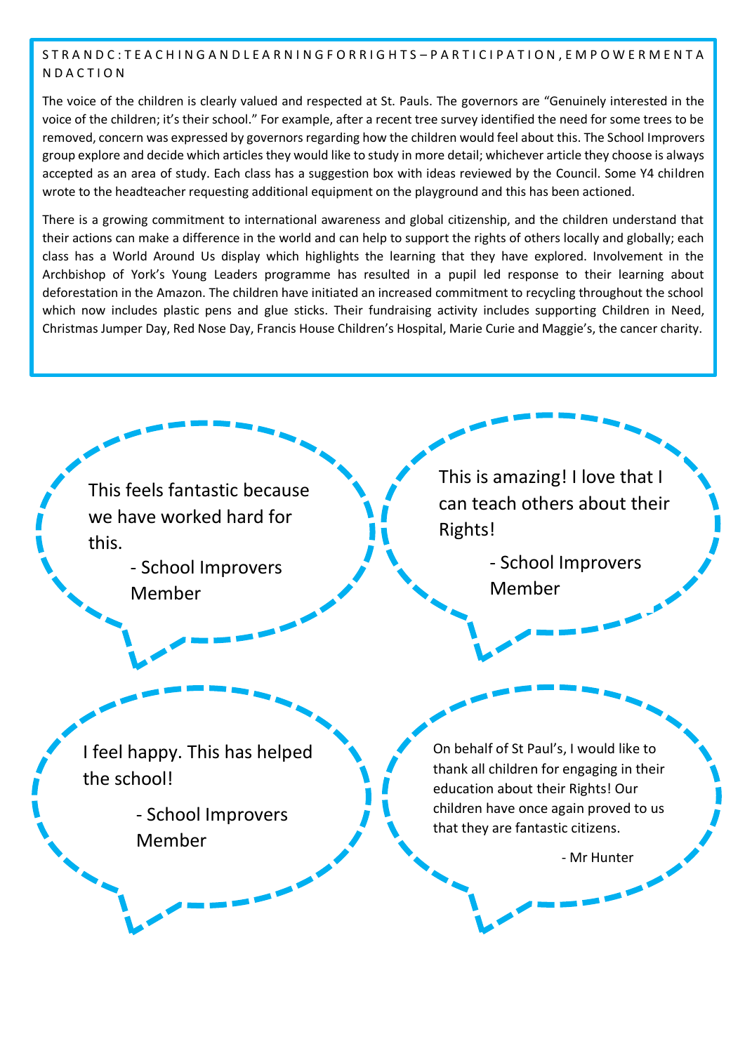### STRAND C: TEACHING AND LEARNING FOR RIGHTS – PARTICIPATION, EMPOWERMENT AND ACTION

The voice of the children is clearly valued and respected at St. Pauls. The governors are "Genuinely interested in the voice of the children; it's their school." For example, after a recent tree survey identified the need for some trees to be removed, concern was expressed by governors regarding how the children would feel about this. The School Improvers group explore and decide which articles they would like to study in more detail; whichever article they choose is always accepted as an area of study. Each class has a suggestion box with ideas reviewed by the Council. Some Y4 children wrote to the headteacher requesting additional equipment on the playground and this has been actioned.

There is a growing commitment to international awareness and global citizenship, and the children understand that their actions can make a difference in the world and can help to support the rights of others locally and globally; each class has a World Around Us display which highlights the learning that they have explored. Involvement in the Archbishop of York's Young Leaders programme has resulted in a pupil led response to their learning about deforestation in the Amazon. The children have initiated an increased commitment to recycling throughout the school which now includes plastic pens and glue sticks. Their fundraising activity includes supporting Children in Need, Christmas Jumper Day, Red Nose Day, Francis House Children's Hospital, Marie Curie and Maggie's, the cancer charity.

This feels fantastic because we have worked hard for this.

- School Improvers Member

This is amazing! I love that I can teach others about their Rights!

- School Improvers Member

I feel happy. This has helped the school!

- School Improvers Member

On behalf of St Paul's, I would like to thank all children for engaging in their education about their Rights! Our children have once again proved to us that they are fantastic citizens.

- Mr Hunter